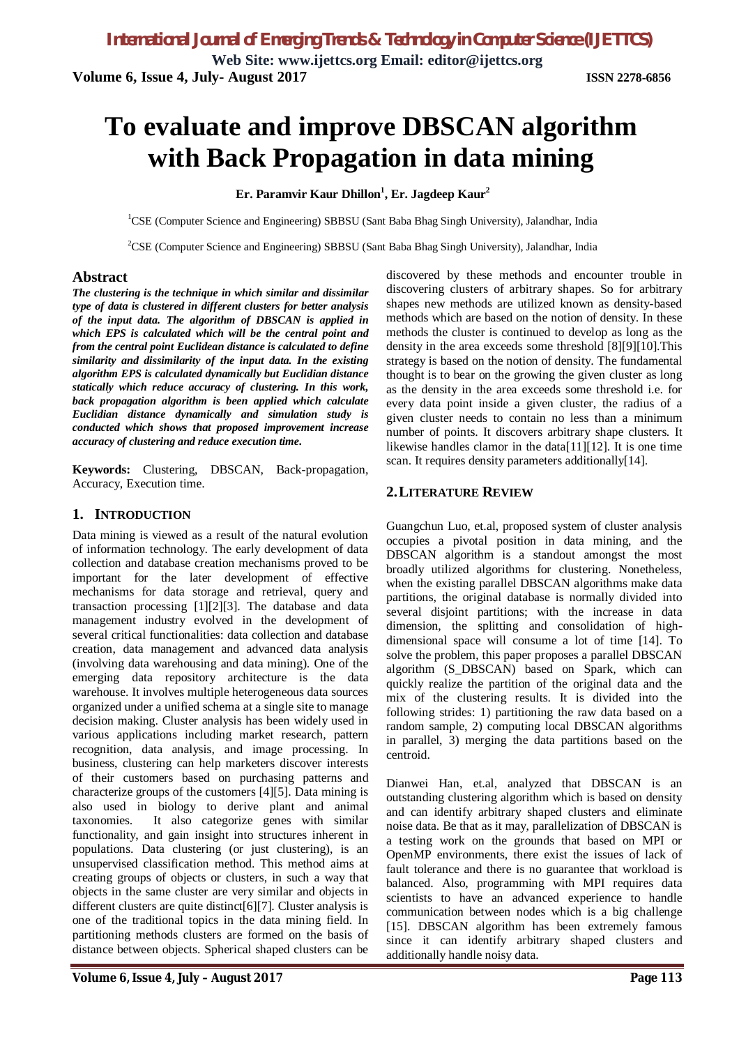# To evaluate and improve DBSCAN algorithm with Back Propagation in data mining

**Er. Paramvir Kaur Dhillon[1], Er. Jagdeep Kaur[2]**

[1]CSE (Computer Science and Engineering) SBBSU (Sant Baba Bhag Singh University), Jalandhar, India

[2]CSE (Computer Science and Engineering) SBBSU (Sant Baba Bhag Singh University), Jalandhar, India

## Abstract

***The clustering is the technique in which similar and dissimilar type of data is clustered in different clusters for better analysis of the input data. The algorithm of DBSCAN is applied in which EPS is calculated which will be the central point and from the central point Euclidean distance is calculated to define similarity and dissimilarity of the input data. In the existing algorithm EPS is calculated dynamically but Euclidian distance statically which reduce accuracy of clustering. In this work, back propagation algorithm is been applied which calculate Euclidian distance dynamically and simulation study is conducted which shows that proposed improvement increase accuracy of clustering and reduce execution time.***

**Keywords:** Clustering, DBSCAN, Back-propagation, Accuracy, Execution time.

## 1. INTRODUCTION

Data mining is viewed as a result of the natural evolution of information technology. The early development of data collection and database creation mechanisms proved to be important for the later development of effective mechanisms for data storage and retrieval, query and transaction processing [1][2][3]. The database and data management industry evolved in the development of several critical functionalities: data collection and database creation, data management and advanced data analysis (involving data warehousing and data mining). One of the emerging data repository architecture is the data warehouse. It involves multiple heterogeneous data sources organized under a unified schema at a single site to manage decision making. Cluster analysis has been widely used in various applications including market research, pattern recognition, data analysis, and image processing. In business, clustering can help marketers discover interests of their customers based on purchasing patterns and characterize groups of the customers [4][5]. Data mining is also used in biology to derive plant and animal taxonomies. It also categorize genes with similar functionality, and gain insight into structures inherent in populations. Data clustering (or just clustering), is an unsupervised classification method. This method aims at creating groups of objects or clusters, in such a way that objects in the same cluster are very similar and objects in different clusters are quite distinct[6][7]. Cluster analysis is one of the traditional topics in the data mining field. In partitioning methods clusters are formed on the basis of distance between objects. Spherical shaped clusters can be discovered by these methods and encounter trouble in discovering clusters of arbitrary shapes. So for arbitrary shapes new methods are utilized known as density-based methods which are based on the notion of density. In these methods the cluster is continued to develop as long as the density in the area exceeds some threshold [8][9][10].This strategy is based on the notion of density. The fundamental thought is to bear on the growing the given cluster as long as the density in the area exceeds some threshold i.e. for every data point inside a given cluster, the radius of a given cluster needs to contain no less than a minimum number of points. It discovers arbitrary shape clusters. It likewise handles clamor in the data[11][12]. It is one time scan. It requires density parameters additionally[14].

## 2. LITERATURE REVIEW

Guangchun Luo, et.al, proposed system of cluster analysis occupies a pivotal position in data mining, and the DBSCAN algorithm is a standout amongst the most broadly utilized algorithms for clustering. Nonetheless, when the existing parallel DBSCAN algorithms make data partitions, the original database is normally divided into several disjoint partitions; with the increase in data dimension, the splitting and consolidation of high-dimensional space will consume a lot of time [14]. To solve the problem, this paper proposes a parallel DBSCAN algorithm (S_DBSCAN) based on Spark, which can quickly realize the partition of the original data and the mix of the clustering results. It is divided into the following strides: 1) partitioning the raw data based on a random sample, 2) computing local DBSCAN algorithms in parallel, 3) merging the data partitions based on the centroid.

Dianwei Han, et.al, analyzed that DBSCAN is an outstanding clustering algorithm which is based on density and can identify arbitrary shaped clusters and eliminate noise data. Be that as it may, parallelization of DBSCAN is a testing work on the grounds that based on MPI or OpenMP environments, there exist the issues of lack of fault tolerance and there is no guarantee that workload is balanced. Also, programming with MPI requires data scientists to have an advanced experience to handle communication between nodes which is a big challenge [15]. DBSCAN algorithm has been extremely famous since it can identify arbitrary shaped clusters and additionally handle noisy data.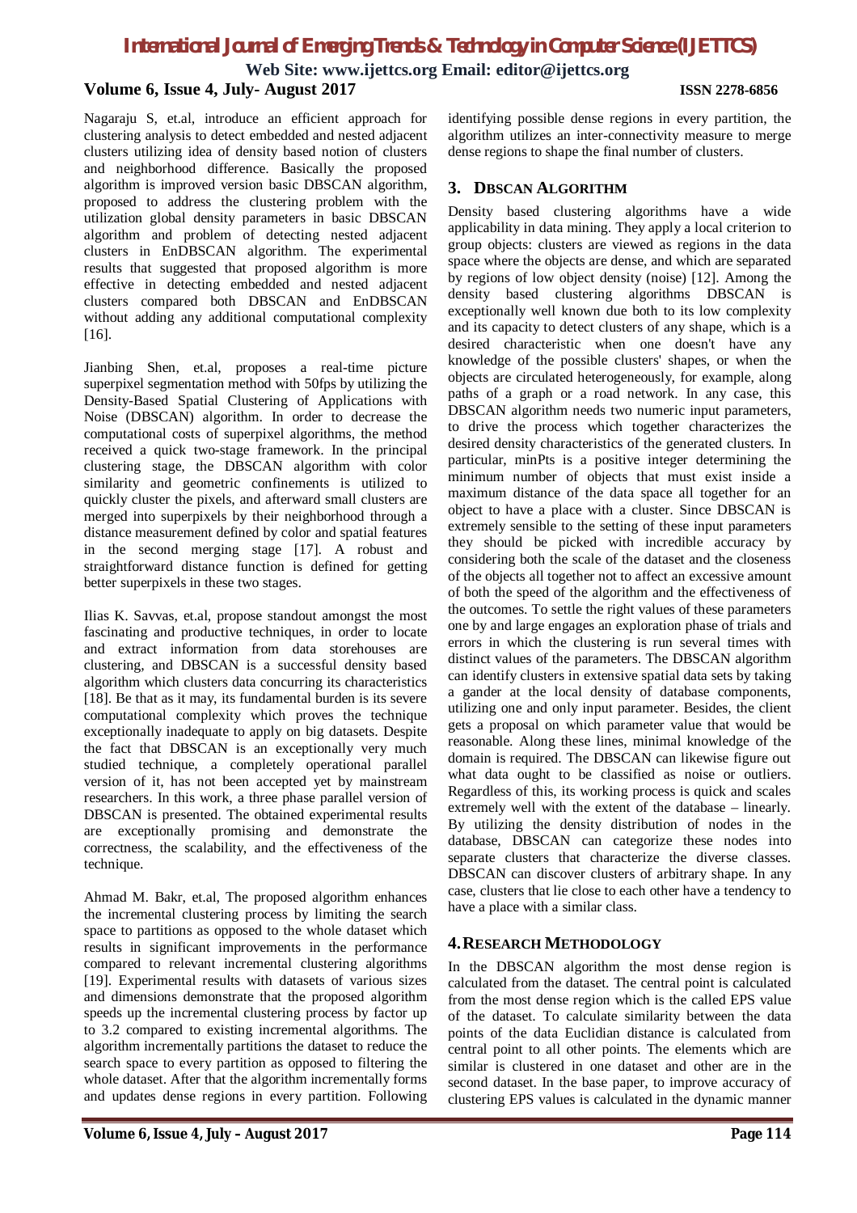Nagaraju S, et.al, introduce an efficient approach for clustering analysis to detect embedded and nested adjacent clusters utilizing idea of density based notion of clusters and neighborhood difference. Basically the proposed algorithm is improved version basic DBSCAN algorithm, proposed to address the clustering problem with the utilization global density parameters in basic DBSCAN algorithm and problem of detecting nested adjacent clusters in EnDBSCAN algorithm. The experimental results that suggested that proposed algorithm is more effective in detecting embedded and nested adjacent clusters compared both DBSCAN and EnDBSCAN without adding any additional computational complexity [16].

Jianbing Shen, et.al, proposes a real-time picture superpixel segmentation method with 50fps by utilizing the Density-Based Spatial Clustering of Applications with Noise (DBSCAN) algorithm. In order to decrease the computational costs of superpixel algorithms, the method received a quick two-stage framework. In the principal clustering stage, the DBSCAN algorithm with color similarity and geometric confinements is utilized to quickly cluster the pixels, and afterward small clusters are merged into superpixels by their neighborhood through a distance measurement defined by color and spatial features in the second merging stage [17]. A robust and straightforward distance function is defined for getting better superpixels in these two stages.

Ilias K. Savvas, et.al, propose standout amongst the most fascinating and productive techniques, in order to locate and extract information from data storehouses are clustering, and DBSCAN is a successful density based algorithm which clusters data concurring its characteristics [18]. Be that as it may, its fundamental burden is its severe computational complexity which proves the technique exceptionally inadequate to apply on big datasets. Despite the fact that DBSCAN is an exceptionally very much studied technique, a completely operational parallel version of it, has not been accepted yet by mainstream researchers. In this work, a three phase parallel version of DBSCAN is presented. The obtained experimental results are exceptionally promising and demonstrate the correctness, the scalability, and the effectiveness of the technique.

Ahmad M. Bakr, et.al, The proposed algorithm enhances the incremental clustering process by limiting the search space to partitions as opposed to the whole dataset which results in significant improvements in the performance compared to relevant incremental clustering algorithms [19]. Experimental results with datasets of various sizes and dimensions demonstrate that the proposed algorithm speeds up the incremental clustering process by factor up to 3.2 compared to existing incremental algorithms. The algorithm incrementally partitions the dataset to reduce the search space to every partition as opposed to filtering the whole dataset. After that the algorithm incrementally forms and updates dense regions in every partition. Following identifying possible dense regions in every partition, the algorithm utilizes an inter-connectivity measure to merge dense regions to shape the final number of clusters.

## 3. DBSCAN ALGORITHM

Density based clustering algorithms have a wide applicability in data mining. They apply a local criterion to group objects: clusters are viewed as regions in the data space where the objects are dense, and which are separated by regions of low object density (noise) [12]. Among the density based clustering algorithms DBSCAN is exceptionally well known due both to its low complexity and its capacity to detect clusters of any shape, which is a desired characteristic when one doesn't have any knowledge of the possible clusters' shapes, or when the objects are circulated heterogeneously, for example, along paths of a graph or a road network. In any case, this DBSCAN algorithm needs two numeric input parameters, to drive the process which together characterizes the desired density characteristics of the generated clusters. In particular, minPts is a positive integer determining the minimum number of objects that must exist inside a maximum distance of the data space all together for an object to have a place with a cluster. Since DBSCAN is extremely sensible to the setting of these input parameters they should be picked with incredible accuracy by considering both the scale of the dataset and the closeness of the objects all together not to affect an excessive amount of both the speed of the algorithm and the effectiveness of the outcomes. To settle the right values of these parameters one by and large engages an exploration phase of trials and errors in which the clustering is run several times with distinct values of the parameters. The DBSCAN algorithm can identify clusters in extensive spatial data sets by taking a gander at the local density of database components, utilizing one and only input parameter. Besides, the client gets a proposal on which parameter value that would be reasonable. Along these lines, minimal knowledge of the domain is required. The DBSCAN can likewise figure out what data ought to be classified as noise or outliers. Regardless of this, its working process is quick and scales extremely well with the extent of the database – linearly. By utilizing the density distribution of nodes in the database, DBSCAN can categorize these nodes into separate clusters that characterize the diverse classes. DBSCAN can discover clusters of arbitrary shape. In any case, clusters that lie close to each other have a tendency to have a place with a similar class.

## 4. RESEARCH METHODOLOGY

In the DBSCAN algorithm the most dense region is calculated from the dataset. The central point is calculated from the most dense region which is the called EPS value of the dataset. To calculate similarity between the data points of the data Euclidian distance is calculated from central point to all other points. The elements which are similar is clustered in one dataset and other are in the second dataset. In the base paper, to improve accuracy of clustering EPS values is calculated in the dynamic manner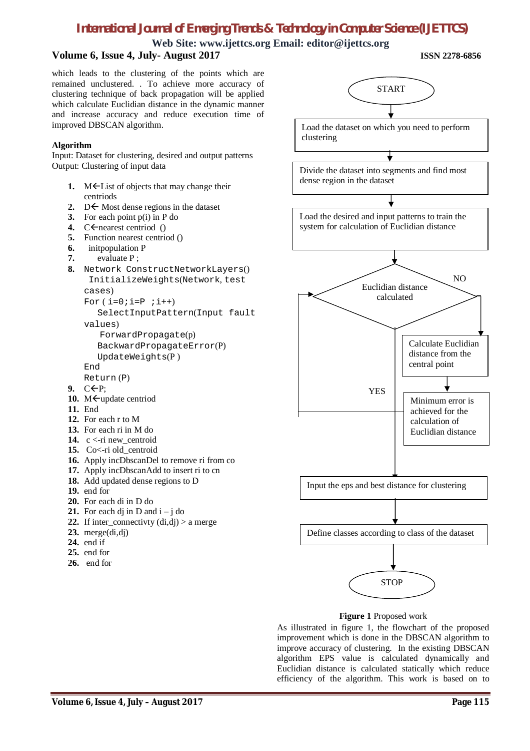which leads to the clustering of the points which are remained unclustered. . To achieve more accuracy of clustering technique of back propagation will be applied which calculate Euclidian distance in the dynamic manner and increase accuracy and reduce execution time of improved DBSCAN algorithm.

**Algorithm**

Input: Dataset for clustering, desired and output patterns
Output: Clustering of input data

1. M←List of objects that may change their centriods
2. D← Most dense regions in the dataset
3. For each point p(i) in P do
4. C←nearest centriod ()
5. Function nearest centriod ()
6. initpopulation P
7. evaluate P ;
8. `Network ConstructNetworkLayers()`
   `InitializeWeights(Network, test cases)`
   `For (i=0;i=P ;i++)`
   `SelectInputPattern(Input fault values)`
   `ForwardPropagate(p)`
   `BackwardPropagateError(P)`
   `UpdateWeights(P )`
   `End`
   `Return (P)`
9. C←P;
10. M←update centriod
11. End
12. For each r to M
13. For each ri in M do
14. c <-ri new_centroid
15. Co<-ri old_centroid
16. Apply incDbscanDel to remove ri from co
17. Apply incDbscanAdd to insert ri to cn
18. Add updated dense regions to D
19. end for
20. For each di in D do
21. For each dj in D and i – j do
22. If inter_connectivty (di,dj) > a merge
23. merge(di,dj)
24. end if
25. end for
26. end for

START → Load the dataset on which you need to perform clustering → Divide the dataset into segments and find most dense region in the dataset → Load the desired and input patterns to train the system for calculation of Euclidian distance → Euclidian distance calculated (NO → Calculate Euclidian distance from the central point → Minimum error is achieved for the calculation of Euclidian distance → back to decision; YES → Input the eps and best distance for clustering) → Define classes according to class of the dataset → STOP

**Figure 1** Proposed work

As illustrated in figure 1, the flowchart of the proposed improvement which is done in the DBSCAN algorithm to improve accuracy of clustering. In the existing DBSCAN algorithm EPS value is calculated dynamically and Euclidian distance is calculated statically which reduce efficiency of the algorithm. This work is based on to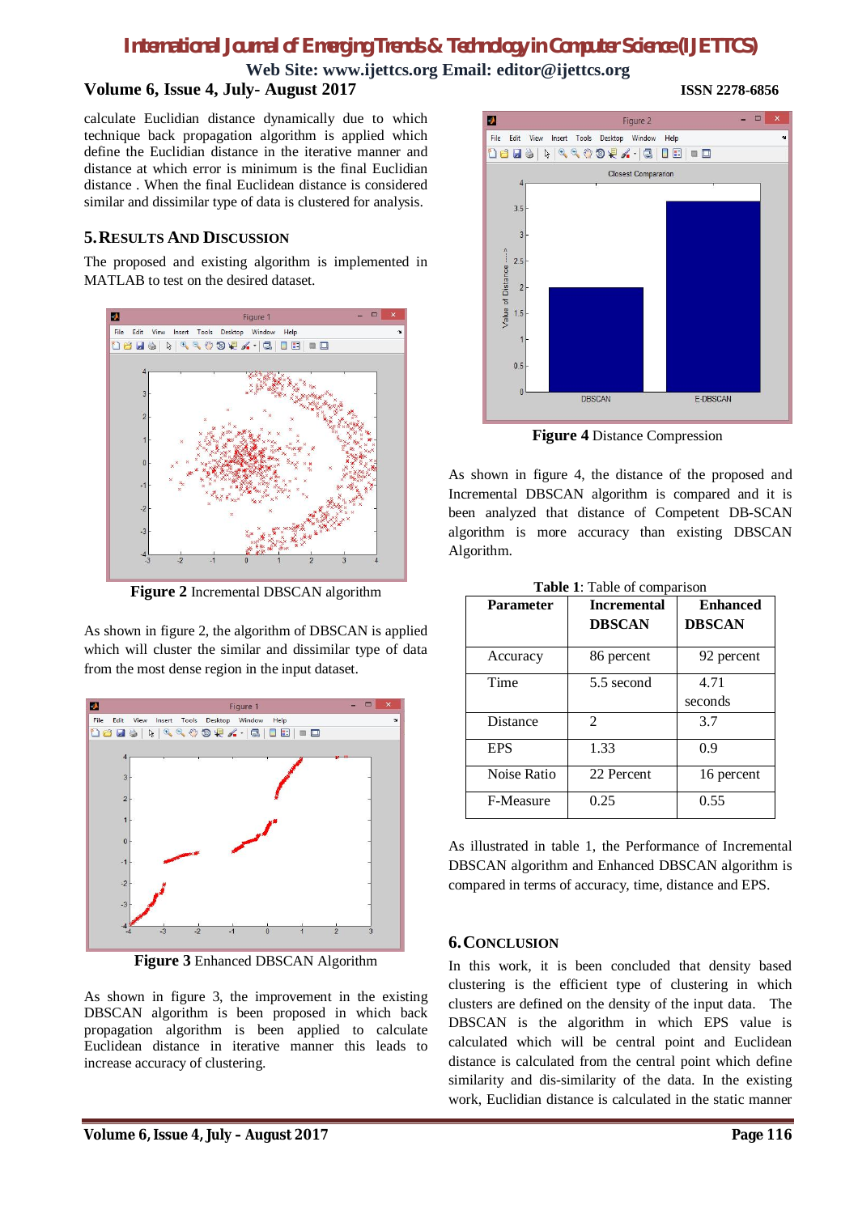calculate Euclidian distance dynamically due to which technique back propagation algorithm is applied which define the Euclidian distance in the iterative manner and distance at which error is minimum is the final Euclidian distance . When the final Euclidian distance is considered similar and dissimilar type of data is clustered for analysis.

## 5. Results And Discussion

The proposed and existing algorithm is implemented in MATLAB to test on the desired dataset.

**Figure 2** Incremental DBSCAN algorithm

As shown in figure 2, the algorithm of DBSCAN is applied which will cluster the similar and dissimilar type of data from the most dense region in the input dataset.

**Figure 3** Enhanced DBSCAN Algorithm

As shown in figure 3, the improvement in the existing DBSCAN algorithm is been proposed in which back propagation algorithm is been applied to calculate Euclidean distance in iterative manner this leads to increase accuracy of clustering.

**Figure 4** Distance Compression

As shown in figure 4, the distance of the proposed and Incremental DBSCAN algorithm is compared and it is been analyzed that distance of Competent DB-SCAN algorithm is more accuracy than existing DBSCAN Algorithm.

**Table 1**: Table of comparison

| Parameter | Incremental DBSCAN | Enhanced DBSCAN |
|---|---|---|
| Accuracy | 86 percent | 92 percent |
| Time | 5.5 second | 4.71 seconds |
| Distance | 2 | 3.7 |
| EPS | 1.33 | 0.9 |
| Noise Ratio | 22 Percent | 16 percent |
| F-Measure | 0.25 | 0.55 |

As illustrated in table 1, the Performance of Incremental DBSCAN algorithm and Enhanced DBSCAN algorithm is compared in terms of accuracy, time, distance and EPS.

## 6. Conclusion

In this work, it is been concluded that density based clustering is the efficient type of clustering in which clusters are defined on the density of the input data. The DBSCAN is the algorithm in which EPS value is calculated which will be central point and Euclidean distance is calculated from the central point which define similarity and dis-similarity of the data. In the existing work, Euclidian distance is calculated in the static manner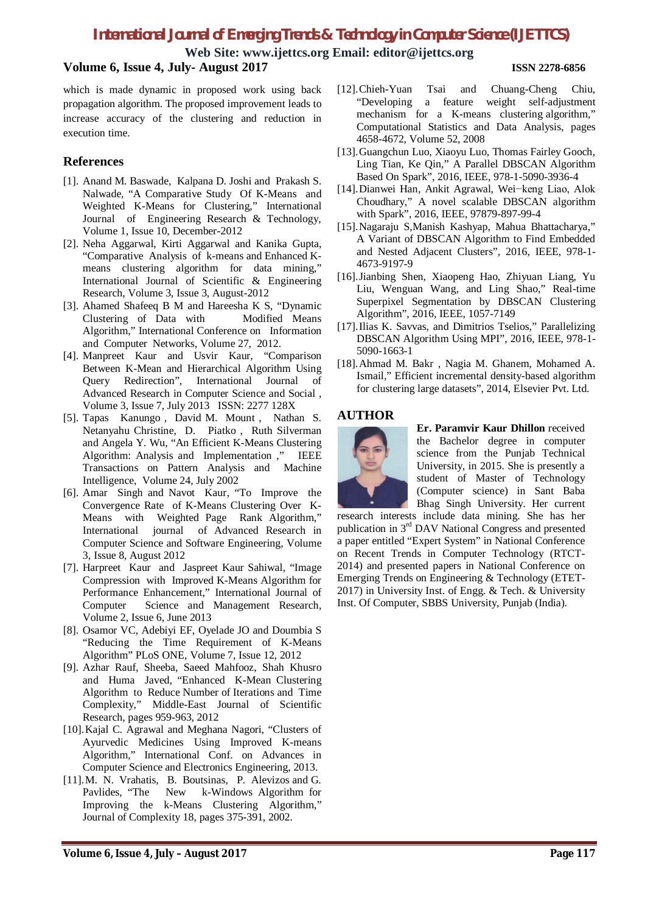which is made dynamic in proposed work using back propagation algorithm. The proposed improvement leads to increase accuracy of the clustering and reduction in execution time.

## References

[1]. Anand M. Baswade, Kalpana D. Joshi and Prakash S. Nalwade, "A Comparative Study Of K-Means and Weighted K-Means for Clustering," International Journal of Engineering Research & Technology, Volume 1, Issue 10, December-2012

[2]. Neha Aggarwal, Kirti Aggarwal and Kanika Gupta, "Comparative Analysis of k-means and Enhanced K-means clustering algorithm for data mining," International Journal of Scientific & Engineering Research, Volume 3, Issue 3, August-2012

[3]. Ahamed Shafeeq B M and Hareesha K S, "Dynamic Clustering of Data with Modified Means Algorithm," International Conference on Information and Computer Networks, Volume 27, 2012.

[4]. Manpreet Kaur and Usvir Kaur, "Comparison Between K-Mean and Hierarchical Algorithm Using Query Redirection", International Journal of Advanced Research in Computer Science and Social , Volume 3, Issue 7, July 2013 ISSN: 2277 128X

[5]. Tapas Kanungo , David M. Mount , Nathan S. Netanyahu Christine, D. Piatko , Ruth Silverman and Angela Y. Wu, "An Efficient K-Means Clustering Algorithm: Analysis and Implementation ," IEEE Transactions on Pattern Analysis and Machine Intelligence, Volume 24, July 2002

[6]. Amar Singh and Navot Kaur, "To Improve the Convergence Rate of K-Means Clustering Over K-Means with Weighted Page Rank Algorithm," International journal of Advanced Research in Computer Science and Software Engineering, Volume 3, Issue 8, August 2012

[7]. Harpreet Kaur and Jaspreet Kaur Sahiwal, "Image Compression with Improved K-Means Algorithm for Performance Enhancement," International Journal of Computer Science and Management Research, Volume 2, Issue 6, June 2013

[8]. Osamor VC, Adebiyi EF, Oyelade JO and Doumbia S "Reducing the Time Requirement of K-Means Algorithm" PLoS ONE, Volume 7, Issue 12, 2012

[9]. Azhar Rauf, Sheeba, Saeed Mahfooz, Shah Khusro and Huma Javed, "Enhanced K-Mean Clustering Algorithm to Reduce Number of Iterations and Time Complexity," Middle-East Journal of Scientific Research, pages 959-963, 2012

[10]. Kajal C. Agrawal and Meghana Nagori, "Clusters of Ayurvedic Medicines Using Improved K-means Algorithm," International Conf. on Advances in Computer Science and Electronics Engineering, 2013.

[11]. M. N. Vrahatis, B. Boutsinas, P. Alevizos and G. Pavlides, "The New k-Windows Algorithm for Improving the k-Means Clustering Algorithm," Journal of Complexity 18, pages 375-391, 2002.

[12]. Chieh-Yuan Tsai and Chuang-Cheng Chiu, "Developing a feature weight self-adjustment mechanism for a K-means clustering algorithm," Computational Statistics and Data Analysis, pages 4658-4672, Volume 52, 2008

[13]. Guangchun Luo, Xiaoyu Luo, Thomas Fairley Gooch, Ling Tian, Ke Qin," A Parallel DBSCAN Algorithm Based On Spark", 2016, IEEE, 978-1-5090-3936-4

[14]. Dianwei Han, Ankit Agrawal, Wei−keng Liao, Alok Choudhary," A novel scalable DBSCAN algorithm with Spark", 2016, IEEE, 97879-897-99-4

[15]. Nagaraju S,Manish Kashyap, Mahua Bhattacharya," A Variant of DBSCAN Algorithm to Find Embedded and Nested Adjacent Clusters", 2016, IEEE, 978-1-4673-9197-9

[16]. Jianbing Shen, Xiaopeng Hao, Zhiyuan Liang, Yu Liu, Wenguan Wang, and Ling Shao," Real-time Superpixel Segmentation by DBSCAN Clustering Algorithm", 2016, IEEE, 1057-7149

[17]. Ilias K. Savvas, and Dimitrios Tselios," Parallelizing DBSCAN Algorithm Using MPI", 2016, IEEE, 978-1-5090-1663-1

[18]. Ahmad M. Bakr , Nagia M. Ghanem, Mohamed A. Ismail," Efficient incremental density-based algorithm for clustering large datasets", 2014, Elsevier Pvt. Ltd.

## AUTHOR

**Er. Paramvir Kaur Dhillon** received the Bachelor degree in computer science from the Punjab Technical University, in 2015. She is presently a student of Master of Technology (Computer science) in Sant Baba Bhag Singh University. Her current research interests include data mining. She has her publication in 3rd DAV National Congress and presented a paper entitled "Expert System" in National Conference on Recent Trends in Computer Technology (RTCT-2014) and presented papers in National Conference on Emerging Trends on Engineering & Technology (ETET-2017) in University Inst. of Engg. & Tech. & University Inst. Of Computer, SBBS University, Punjab (India).